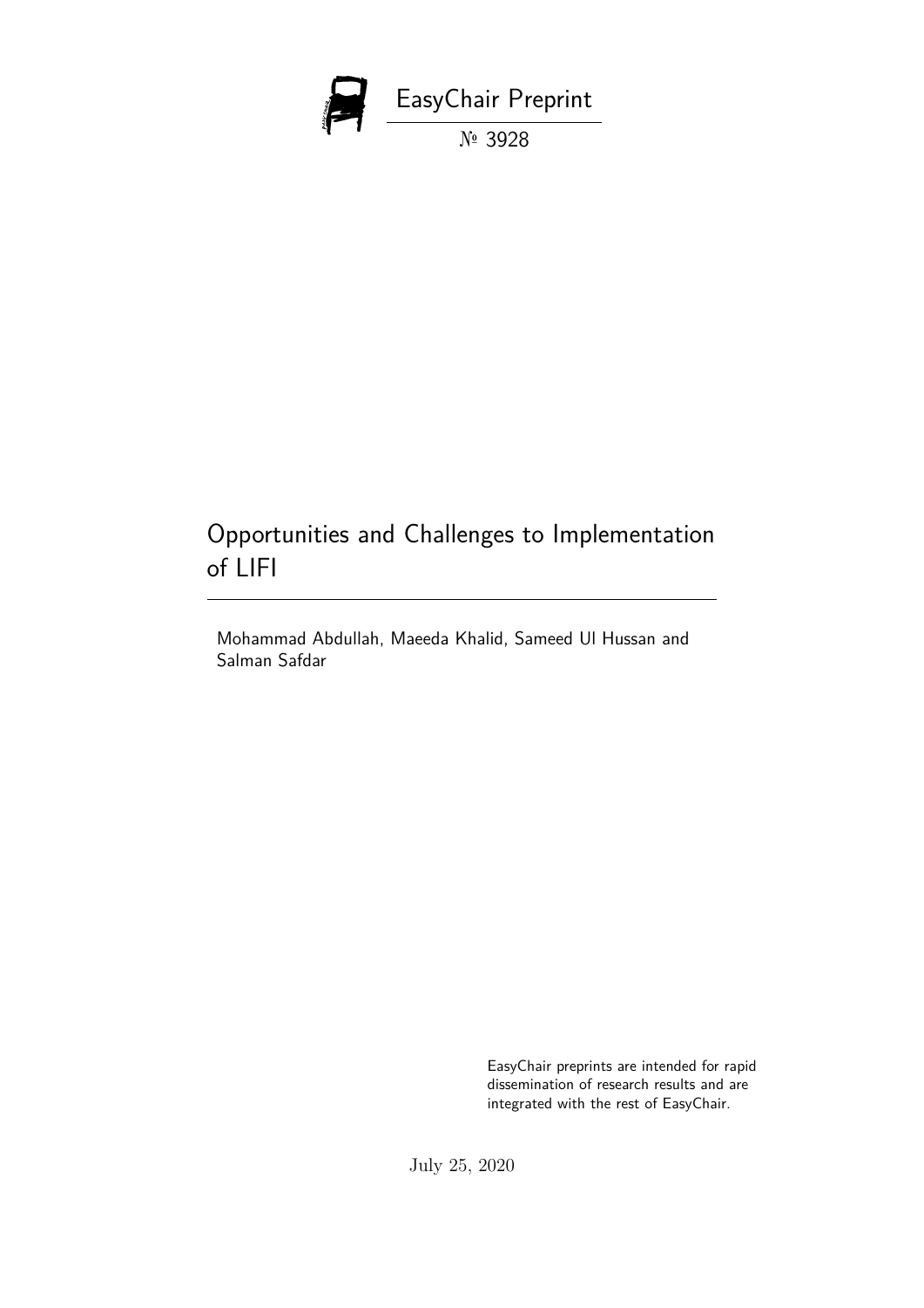EasyChair Preprint

№ 3928

# Opportunities and Challenges to Implementation of LIFI

Mohammad Abdullah, Maeeda Khalid, Sameed Ul Hussan and Salman Safdar

EasyChair preprints are intended for rapid dissemination of research results and are integrated with the rest of EasyChair.

July 25, 2020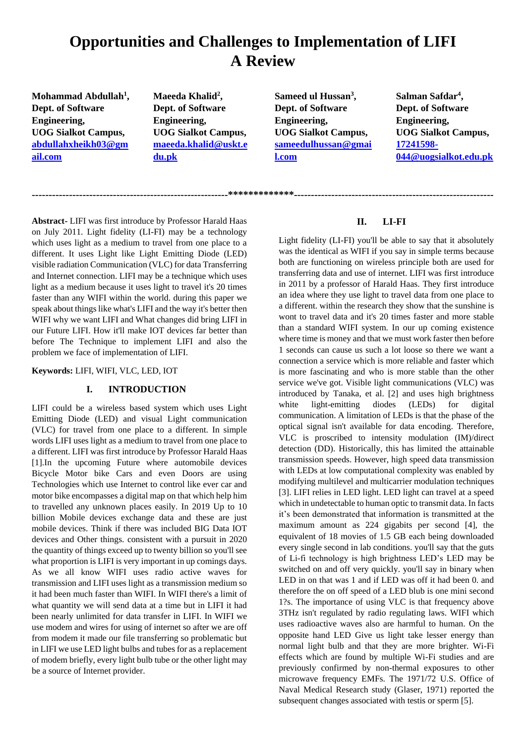# Opportunities and Challenges to Implementation of LIFI A Review

**Mohammad Abdullah[1], Dept. of Software Engineering, UOG Sialkot Campus,** abdullahxheikh03@gmail.com

**Maeeda Khalid[2], Dept. of Software Engineering, UOG Sialkot Campus,** maeeda.khalid@uskt.edu.pk

**Sameed ul Hussan[3], Dept. of Software Engineering, UOG Sialkot Campus,** sameedulhussan@gmail.com

**Salman Safdar[4], Dept. of Software Engineering, UOG Sialkot Campus,** 17241598-044@uogsialkot.edu.pk

---

**Abstract-** LIFI was first introduce by Professor Harald Haas on July 2011. Light fidelity (LI-FI) may be a technology which uses light as a medium to travel from one place to a different. It uses Light like Light Emitting Diode (LED) visible radiation Communication (VLC) for data Transferring and Internet connection. LIFI may be a technique which uses light as a medium because it uses light to travel it's 20 times faster than any WIFI within the world. during this paper we speak about things like what's LIFI and the way it's better then WIFI why we want LIFI and What changes did bring LIFI in our Future LIFI. How it'll make IOT devices far better than before The Technique to implement LIFI and also the problem we face of implementation of LIFI.

**Keywords:** LIFI, WIFI, VLC, LED, IOT

## I. INTRODUCTION

LIFI could be a wireless based system which uses Light Emitting Diode (LED) and visual Light communication (VLC) for travel from one place to a different. In simple words LIFI uses light as a medium to travel from one place to a different. LIFI was first introduce by Professor Harald Haas [1].In the upcoming Future where automobile devices Bicycle Motor bike Cars and even Doors are using Technologies which use Internet to control like ever car and motor bike encompasses a digital map on that which help him to travelled any unknown places easily. In 2019 Up to 10 billion Mobile devices exchange data and these are just mobile devices. Think if there was included BIG Data IOT devices and Other things. consistent with a pursuit in 2020 the quantity of things exceed up to twenty billion so you'll see what proportion is LIFI is very important in up comings days. As we all know WIFI uses radio active waves for transmission and LIFI uses light as a transmission medium so it had been much faster than WIFI. In WIFI there's a limit of what quantity we will send data at a time but in LIFI it had been nearly unlimited for data transfer in LIFI. In WIFI we use modem and wires for using of internet so after we are off from modem it made our file transferring so problematic but in LIFI we use LED light bulbs and tubes for as a replacement of modem briefly, every light bulb tube or the other light may be a source of Internet provider.

## II. LI-FI

Light fidelity (LI-FI) you'll be able to say that it absolutely was the identical as WIFI if you say in simple terms because both are functioning on wireless principle both are used for transferring data and use of internet. LIFI was first introduce in 2011 by a professor of Harald Haas. They first introduce an idea where they use light to travel data from one place to a different. within the research they show that the sunshine is wont to travel data and it's 20 times faster and more stable than a standard WIFI system. In our up coming existence where time is money and that we must work faster then before 1 seconds can cause us such a lot loose so there we want a connection a service which is more reliable and faster which is more fascinating and who is more stable than the other service we've got. Visible light communications (VLC) was introduced by Tanaka, et al. [2] and uses high brightness white light-emitting diodes (LEDs) for digital communication. A limitation of LEDs is that the phase of the optical signal isn't available for data encoding. Therefore, VLC is proscribed to intensity modulation (IM)/direct detection (DD). Historically, this has limited the attainable transmission speeds. However, high speed data transmission with LEDs at low computational complexity was enabled by modifying multilevel and multicarrier modulation techniques [3]. LIFI relies in LED light. LED light can travel at a speed which in undetectable to human optic to transmit data. In facts it's been demonstrated that information is transmitted at the maximum amount as 224 gigabits per second [4], the equivalent of 18 movies of 1.5 GB each being downloaded every single second in lab conditions. you'll say that the guts of Li-fi technology is high brightness LED's LED may be switched on and off very quickly. you'll say in binary when LED in on that was 1 and if LED was off it had been 0. and therefore the on off speed of a LED blub is one mini second 1?s. The importance of using VLC is that frequency above 3THz isn't regulated by radio regulating laws. WIFI which uses radioactive waves also are harmful to human. On the opposite hand LED Give us light take lesser energy than normal light bulb and that they are more brighter. Wi-Fi effects which are found by multiple Wi-Fi studies and are previously confirmed by non-thermal exposures to other microwave frequency EMFs. The 1971/72 U.S. Office of Naval Medical Research study (Glaser, 1971) reported the subsequent changes associated with testis or sperm [5].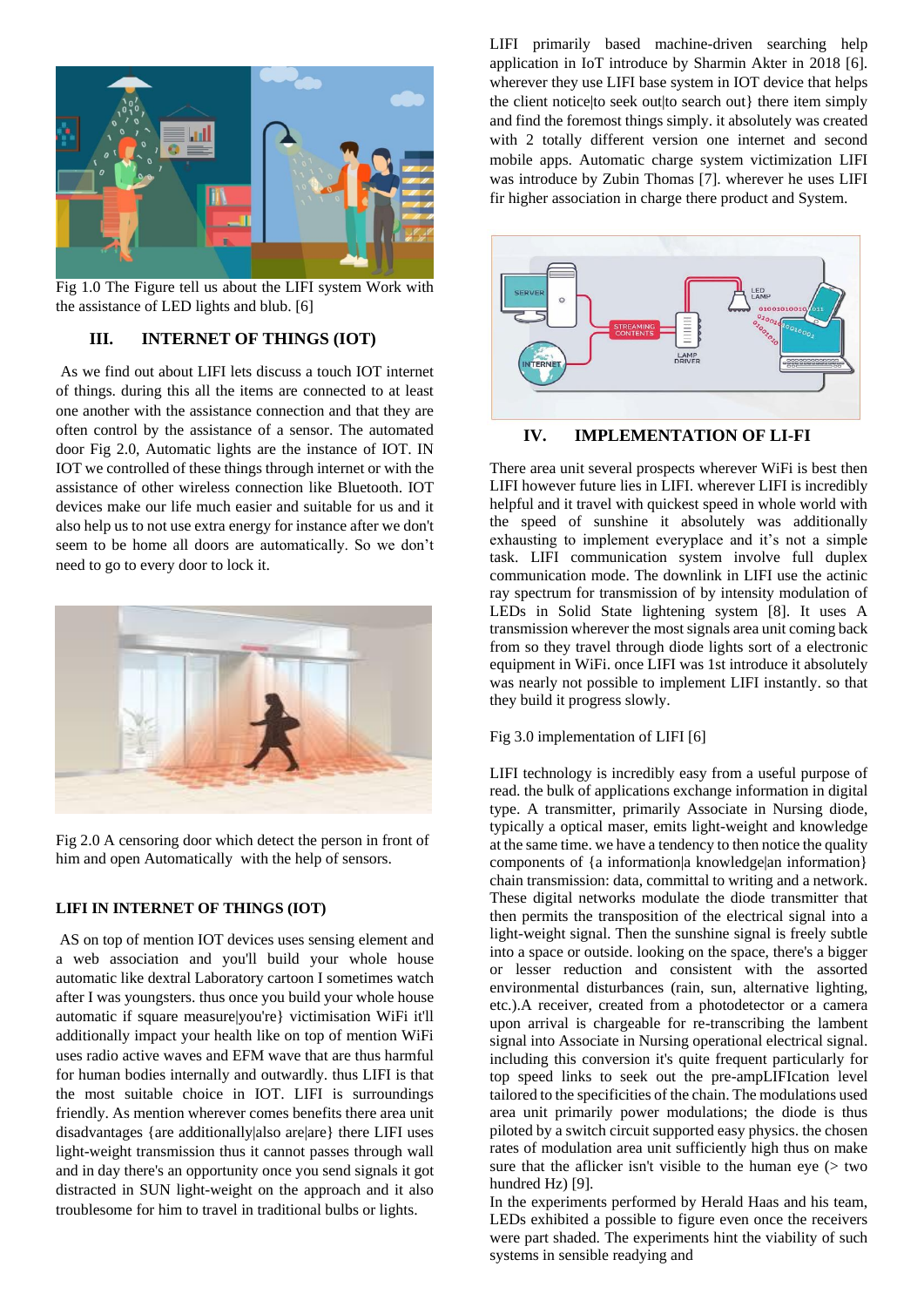Fig 1.0 The Figure tell us about the LIFI system Work with the assistance of LED lights and blub. [6]

## III. INTERNET OF THINGS (IOT)

As we find out about LIFI lets discuss a touch IOT internet of things. during this all the items are connected to at least one another with the assistance connection and that they are often control by the assistance of a sensor. The automated door Fig 2.0, Automatic lights are the instance of IOT. IN IOT we controlled of these things through internet or with the assistance of other wireless connection like Bluetooth. IOT devices make our life much easier and suitable for us and it also help us to not use extra energy for instance after we don't seem to be home all doors are automatically. So we don't need to go to every door to lock it.

Fig 2.0 A censoring door which detect the person in front of him and open Automatically with the help of sensors.

### LIFI IN INTERNET OF THINGS (IOT)

AS on top of mention IOT devices uses sensing element and a web association and you'll build your whole house automatic like dextral Laboratory cartoon I sometimes watch after I was youngsters. thus once you build your whole house automatic if square measure|you're} victimisation WiFi it'll additionally impact your health like on top of mention WiFi uses radio active waves and EFM wave that are thus harmful for human bodies internally and outwardly. thus LIFI is that the most suitable choice in IOT. LIFI is surroundings friendly. As mention wherever comes benefits there area unit disadvantages {are additionally|also are|are} there LIFI uses light-weight transmission thus it cannot passes through wall and in day there's an opportunity once you send signals it got distracted in SUN light-weight on the approach and it also troublesome for him to travel in traditional bulbs or lights.

LIFI primarily based machine-driven searching help application in IoT introduce by Sharmin Akter in 2018 [6]. wherever they use LIFI base system in IOT device that helps the client notice|to seek out|to search out} there item simply and find the foremost things simply. it absolutely was created with 2 totally different version one internet and second mobile apps. Automatic charge system victimization LIFI was introduce by Zubin Thomas [7]. wherever he uses LIFI fir higher association in charge there product and System.

## IV. IMPLEMENTATION OF LI-FI

There area unit several prospects wherever WiFi is best then LIFI however future lies in LIFI. wherever LIFI is incredibly helpful and it travel with quickest speed in whole world with the speed of sunshine it absolutely was additionally exhausting to implement everyplace and it's not a simple task. LIFI communication system involve full duplex communication mode. The downlink in LIFI use the actinic ray spectrum for transmission of by intensity modulation of LEDs in Solid State lightening system [8]. It uses A transmission wherever the most signals area unit coming back from so they travel through diode lights sort of a electronic equipment in WiFi. once LIFI was 1st introduce it absolutely was nearly not possible to implement LIFI instantly. so that they build it progress slowly.

Fig 3.0 implementation of LIFI [6]

LIFI technology is incredibly easy from a useful purpose of read. the bulk of applications exchange information in digital type. A transmitter, primarily Associate in Nursing diode, typically a optical maser, emits light-weight and knowledge at the same time. we have a tendency to then notice the quality components of {a information|a knowledge|an information} chain transmission: data, committal to writing and a network. These digital networks modulate the diode transmitter that then permits the transposition of the electrical signal into a light-weight signal. Then the sunshine signal is freely subtle into a space or outside. looking on the space, there's a bigger or lesser reduction and consistent with the assorted environmental disturbances (rain, sun, alternative lighting, etc.).A receiver, created from a photodetector or a camera upon arrival is chargeable for re-transcribing the lambent signal into Associate in Nursing operational electrical signal. including this conversion it's quite frequent particularly for top speed links to seek out the pre-ampLIFIcation level tailored to the specificities of the chain. The modulations used area unit primarily power modulations; the diode is thus piloted by a switch circuit supported easy physics. the chosen rates of modulation area unit sufficiently high thus on make sure that the aflicker isn't visible to the human eye (> two hundred Hz) [9].

In the experiments performed by Herald Haas and his team, LEDs exhibited a possible to figure even once the receivers were part shaded. The experiments hint the viability of such systems in sensible readying and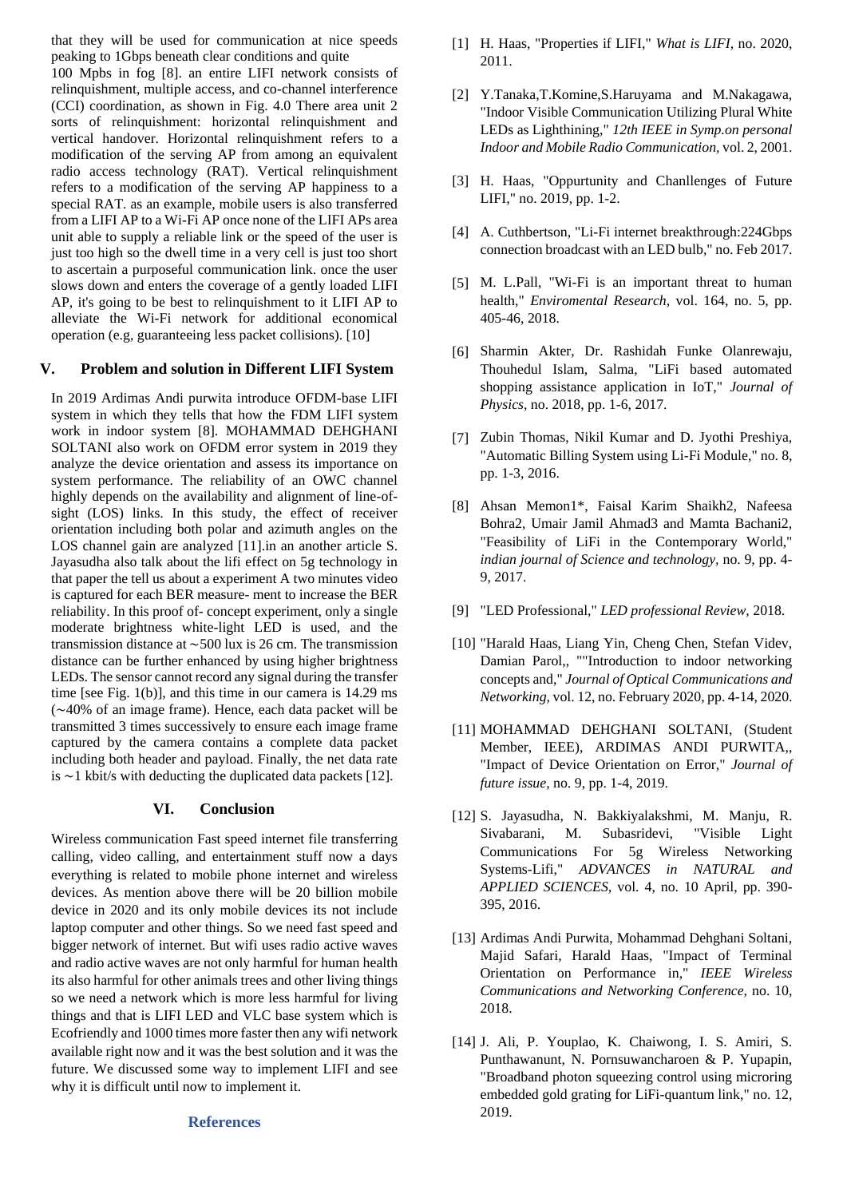that they will be used for communication at nice speeds peaking to 1Gbps beneath clear conditions and quite 100 Mpbs in fog [8]. an entire LIFI network consists of relinquishment, multiple access, and co-channel interference (CCI) coordination, as shown in Fig. 4.0 There area unit 2 sorts of relinquishment: horizontal relinquishment and vertical handover. Horizontal relinquishment refers to a modification of the serving AP from among an equivalent radio access technology (RAT). Vertical relinquishment refers to a modification of the serving AP happiness to a special RAT. as an example, mobile users is also transferred from a LIFI AP to a Wi-Fi AP once none of the LIFI APs area unit able to supply a reliable link or the speed of the user is just too high so the dwell time in a very cell is just too short to ascertain a purposeful communication link. once the user slows down and enters the coverage of a gently loaded LIFI AP, it's going to be best to relinquishment to it LIFI AP to alleviate the Wi-Fi network for additional economical operation (e.g, guaranteeing less packet collisions). [10]

## V. Problem and solution in Different LIFI System

In 2019 Ardimas Andi purwita introduce OFDM-base LIFI system in which they tells that how the FDM LIFI system work in indoor system [8]. MOHAMMAD DEHGHANI SOLTANI also work on OFDM error system in 2019 they analyze the device orientation and assess its importance on system performance. The reliability of an OWC channel highly depends on the availability and alignment of line-of-sight (LOS) links. In this study, the effect of receiver orientation including both polar and azimuth angles on the LOS channel gain are analyzed [11].in an another article S. Jayasudha also talk about the lifi effect on 5g technology in that paper the tell us about a experiment A two minutes video is captured for each BER measure- ment to increase the BER reliability. In this proof of- concept experiment, only a single moderate brightness white-light LED is used, and the transmission distance at ∼500 lux is 26 cm. The transmission distance can be further enhanced by using higher brightness LEDs. The sensor cannot record any signal during the transfer time [see Fig. 1(b)], and this time in our camera is 14.29 ms (∼40% of an image frame). Hence, each data packet will be transmitted 3 times successively to ensure each image frame captured by the camera contains a complete data packet including both header and payload. Finally, the net data rate is ∼1 kbit/s with deducting the duplicated data packets [12].

## VI. Conclusion

Wireless communication Fast speed internet file transferring calling, video calling, and entertainment stuff now a days everything is related to mobile phone internet and wireless devices. As mention above there will be 20 billion mobile device in 2020 and its only mobile devices its not include laptop computer and other things. So we need fast speed and bigger network of internet. But wifi uses radio active waves and radio active waves are not only harmful for human health its also harmful for other animals trees and other living things so we need a network which is more less harmful for living things and that is LIFI LED and VLC base system which is Ecofriendly and 1000 times more faster then any wifi network available right now and it was the best solution and it was the future. We discussed some way to implement LIFI and see why it is difficult until now to implement it.

## References

[1] H. Haas, "Properties if LIFI," *What is LIFI,* no. 2020, 2011.

[2] Y.Tanaka,T.Komine,S.Haruyama and M.Nakagawa, "Indoor Visible Communication Utilizing Plural White LEDs as Lighthining," *12th IEEE in Symp.on personal Indoor and Mobile Radio Communication,* vol. 2, 2001.

[3] H. Haas, "Oppurtunity and Chanllenges of Future LIFI," no. 2019, pp. 1-2.

[4] A. Cuthbertson, "Li-Fi internet breakthrough:224Gbps connection broadcast with an LED bulb," no. Feb 2017.

[5] M. L.Pall, "Wi-Fi is an important threat to human health," *Enviromental Research,* vol. 164, no. 5, pp. 405-46, 2018.

[6] Sharmin Akter, Dr. Rashidah Funke Olanrewaju, Thouhedul Islam, Salma, "LiFi based automated shopping assistance application in IoT," *Journal of Physics,* no. 2018, pp. 1-6, 2017.

[7] Zubin Thomas, Nikil Kumar and D. Jyothi Preshiya, "Automatic Billing System using Li-Fi Module," no. 8, pp. 1-3, 2016.

[8] Ahsan Memon1*, Faisal Karim Shaikh2, Nafeesa Bohra2, Umair Jamil Ahmad3 and Mamta Bachani2, "Feasibility of LiFi in the Contemporary World," *indian journal of Science and technology,* no. 9, pp. 4-9, 2017.

[9] "LED Professional," *LED professional Review,* 2018.

[10] "Harald Haas, Liang Yin, Cheng Chen, Stefan Videv, Damian Parol,, ""Introduction to indoor networking concepts and," *Journal of Optical Communications and Networking,* vol. 12, no. February 2020, pp. 4-14, 2020.

[11] MOHAMMAD DEHGHANI SOLTANI, (Student Member, IEEE), ARDIMAS ANDI PURWITA,, "Impact of Device Orientation on Error," *Journal of future issue,* no. 9, pp. 1-4, 2019.

[12] S. Jayasudha, N. Bakkiyalakshmi, M. Manju, R. Sivabarani, M. Subasridevi, "Visible Light Communications For 5g Wireless Networking Systems-Lifi," *ADVANCES in NATURAL and APPLIED SCIENCES,* vol. 4, no. 10 April, pp. 390-395, 2016.

[13] Ardimas Andi Purwita, Mohammad Dehghani Soltani, Majid Safari, Harald Haas, "Impact of Terminal Orientation on Performance in," *IEEE Wireless Communications and Networking Conference,* no. 10, 2018.

[14] J. Ali, P. Youplao, K. Chaiwong, I. S. Amiri, S. Punthawanunt, N. Pornsuwancharoen & P. Yupapin, "Broadband photon squeezing control using microring embedded gold grating for LiFi-quantum link," no. 12, 2019.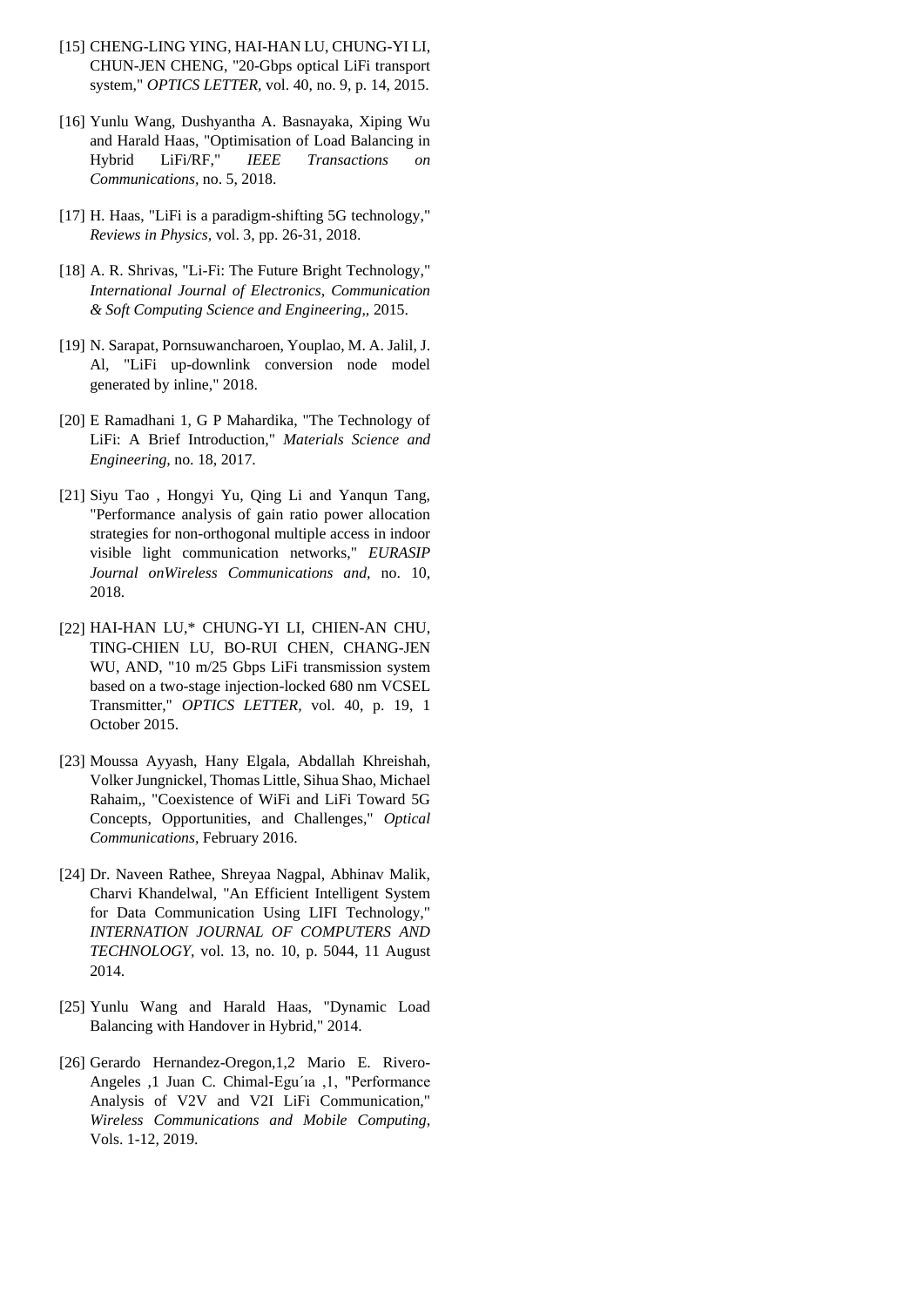[15] CHENG-LING YING, HAI-HAN LU, CHUNG-YI LI, CHUN-JEN CHENG, "20-Gbps optical LiFi transport system," *OPTICS LETTER,* vol. 40, no. 9, p. 14, 2015.

[16] Yunlu Wang, Dushyantha A. Basnayaka, Xiping Wu and Harald Haas, "Optimisation of Load Balancing in Hybrid LiFi/RF," *IEEE Transactions on Communications,* no. 5, 2018.

[17] H. Haas, "LiFi is a paradigm-shifting 5G technology," *Reviews in Physics,* vol. 3, pp. 26-31, 2018.

[18] A. R. Shrivas, "Li-Fi: The Future Bright Technology," *International Journal of Electronics, Communication & Soft Computing Science and Engineering,,* 2015.

[19] N. Sarapat, Pornsuwancharoen, Youplao, M. A. Jalil, J. Al, "LiFi up-downlink conversion node model generated by inline," 2018.

[20] E Ramadhani 1, G P Mahardika, "The Technology of LiFi: A Brief Introduction," *Materials Science and Engineering,* no. 18, 2017.

[21] Siyu Tao , Hongyi Yu, Qing Li and Yanqun Tang, "Performance analysis of gain ratio power allocation strategies for non-orthogonal multiple access in indoor visible light communication networks," *EURASIP Journal onWireless Communications and,* no. 10, 2018.

[22] HAI-HAN LU,* CHUNG-YI LI, CHIEN-AN CHU, TING-CHIEN LU, BO-RUI CHEN, CHANG-JEN WU, AND, "10 m/25 Gbps LiFi transmission system based on a two-stage injection-locked 680 nm VCSEL Transmitter," *OPTICS LETTER,* vol. 40, p. 19, 1 October 2015.

[23] Moussa Ayyash, Hany Elgala, Abdallah Khreishah, Volker Jungnickel, Thomas Little, Sihua Shao, Michael Rahaim,, "Coexistence of WiFi and LiFi Toward 5G Concepts, Opportunities, and Challenges," *Optical Communications,* February 2016.

[24] Dr. Naveen Rathee, Shreyaa Nagpal, Abhinav Malik, Charvi Khandelwal, "An Efficient Intelligent System for Data Communication Using LIFI Technology," *INTERNATION JOURNAL OF COMPUTERS AND TECHNOLOGY,* vol. 13, no. 10, p. 5044, 11 August 2014.

[25] Yunlu Wang and Harald Haas, "Dynamic Load Balancing with Handover in Hybrid," 2014.

[26] Gerardo Hernandez-Oregon,1,2 Mario E. Rivero-Angeles ,1 Juan C. Chimal-Egu´ıa ,1, "Performance Analysis of V2V and V2I LiFi Communication," *Wireless Communications and Mobile Computing,* Vols. 1-12, 2019.